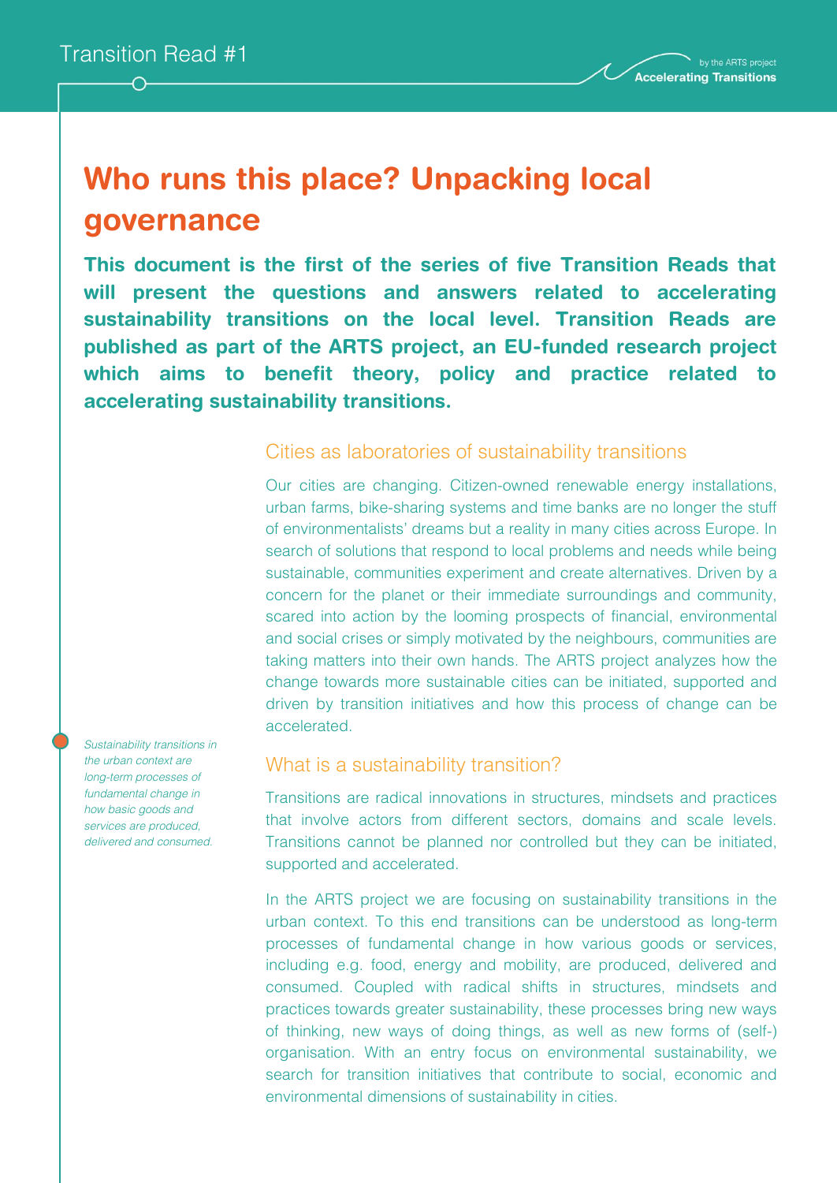# Who runs this place? Unpacking local governance

**This document is the first of the series of five Transition Reads that will present the questions and answers related to accelerating sustainability transitions on the local level. Transition Reads are published as part of the ARTS project, an EU-funded research project which aims to benefit theory, policy and practice related to accelerating sustainability transitions.**

## Cities as laboratories of sustainability transitions

Our cities are changing. Citizen-owned renewable energy installations, urban farms, bike-sharing systems and time banks are no longer the stuff of environmentalists' dreams but a reality in many cities across Europe. In search of solutions that respond to local problems and needs while being sustainable, communities experiment and create alternatives. Driven by a concern for the planet or their immediate surroundings and community, scared into action by the looming prospects of financial, environmental and social crises or simply motivated by the neighbours, communities are taking matters into their own hands. The ARTS project analyzes how the change towards more sustainable cities can be initiated, supported and driven by transition initiatives and how this process of change can be accelerated.

*Sustainability transitions in the urban context are long-term processes of fundamental change in how basic goods and services are produced, delivered and consumed.*

## What is a sustainability transition?

Transitions are radical innovations in structures, mindsets and practices that involve actors from different sectors, domains and scale levels. Transitions cannot be planned nor controlled but they can be initiated, supported and accelerated.

In the ARTS project we are focusing on sustainability transitions in the urban context. To this end transitions can be understood as long-term processes of fundamental change in how various goods or services, including e.g. food, energy and mobility, are produced, delivered and consumed. Coupled with radical shifts in structures, mindsets and practices towards greater sustainability, these processes bring new ways of thinking, new ways of doing things, as well as new forms of (self-) organisation. With an entry focus on environmental sustainability, we search for transition initiatives that contribute to social, economic and environmental dimensions of sustainability in cities.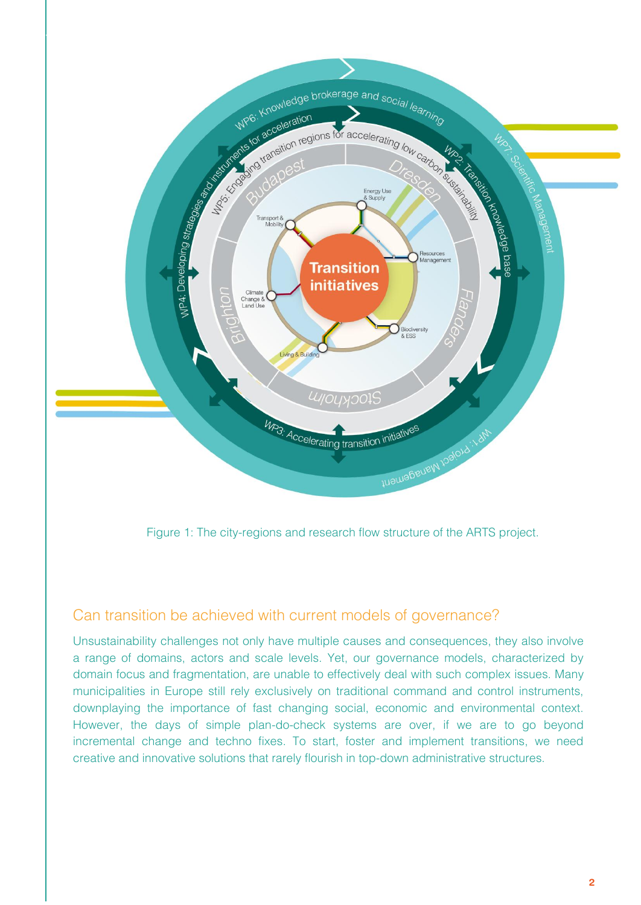Figure 1: The city-regions and research flow structure of the ARTS project.

## Can transition be achieved with current models of governance?

Unsustainability challenges not only have multiple causes and consequences, they also involve a range of domains, actors and scale levels. Yet, our governance models, characterized by domain focus and fragmentation, are unable to effectively deal with such complex issues. Many municipalities in Europe still rely exclusively on traditional command and control instruments, downplaying the importance of fast changing social, economic and environmental context. However, the days of simple plan-do-check systems are over, if we are to go beyond incremental change and techno fixes. To start, foster and implement transitions, we need creative and innovative solutions that rarely flourish in top-down administrative structures.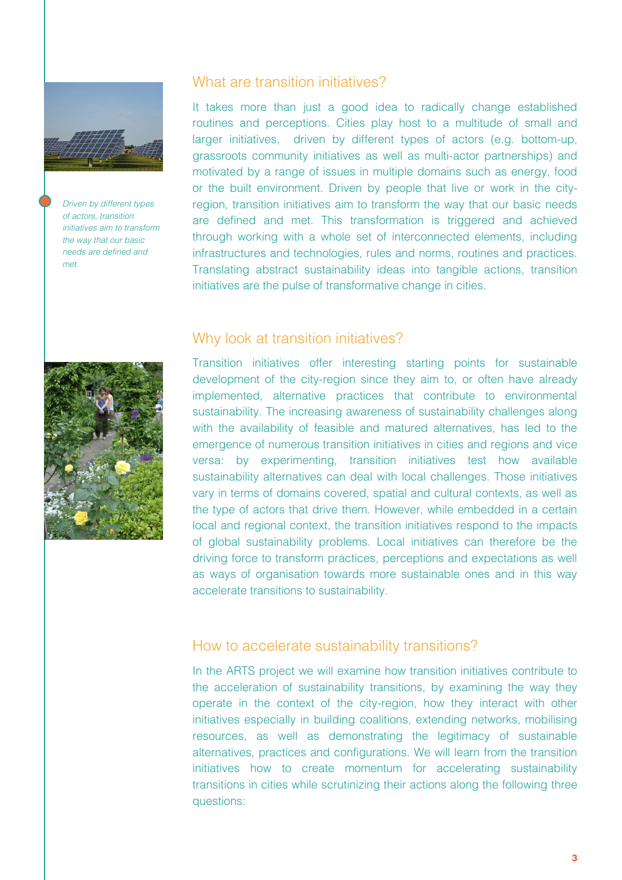*Driven by different types of actors, transition initiatives aim to transform the way that our basic needs are defined and met.*

## What are transition initiatives?

It takes more than just a good idea to radically change established routines and perceptions. Cities play host to a multitude of small and larger initiatives, driven by different types of actors (e.g. bottom-up, grassroots community initiatives as well as multi-actor partnerships) and motivated by a range of issues in multiple domains such as energy, food or the built environment. Driven by people that live or work in the city-region, transition initiatives aim to transform the way that our basic needs are defined and met. This transformation is triggered and achieved through working with a whole set of interconnected elements, including infrastructures and technologies, rules and norms, routines and practices. Translating abstract sustainability ideas into tangible actions, transition initiatives are the pulse of transformative change in cities.

## Why look at transition initiatives?

Transition initiatives offer interesting starting points for sustainable development of the city-region since they aim to, or often have already implemented, alternative practices that contribute to environmental sustainability. The increasing awareness of sustainability challenges along with the availability of feasible and matured alternatives, has led to the emergence of numerous transition initiatives in cities and regions and vice versa: by experimenting, transition initiatives test how available sustainability alternatives can deal with local challenges. Those initiatives vary in terms of domains covered, spatial and cultural contexts, as well as the type of actors that drive them. However, while embedded in a certain local and regional context, the transition initiatives respond to the impacts of global sustainability problems. Local initiatives can therefore be the driving force to transform practices, perceptions and expectations as well as ways of organisation towards more sustainable ones and in this way accelerate transitions to sustainability.

## How to accelerate sustainability transitions?

In the ARTS project we will examine how transition initiatives contribute to the acceleration of sustainability transitions, by examining the way they operate in the context of the city-region, how they interact with other initiatives especially in building coalitions, extending networks, mobilising resources, as well as demonstrating the legitimacy of sustainable alternatives, practices and configurations. We will learn from the transition initiatives how to create momentum for accelerating sustainability transitions in cities while scrutinizing their actions along the following three questions: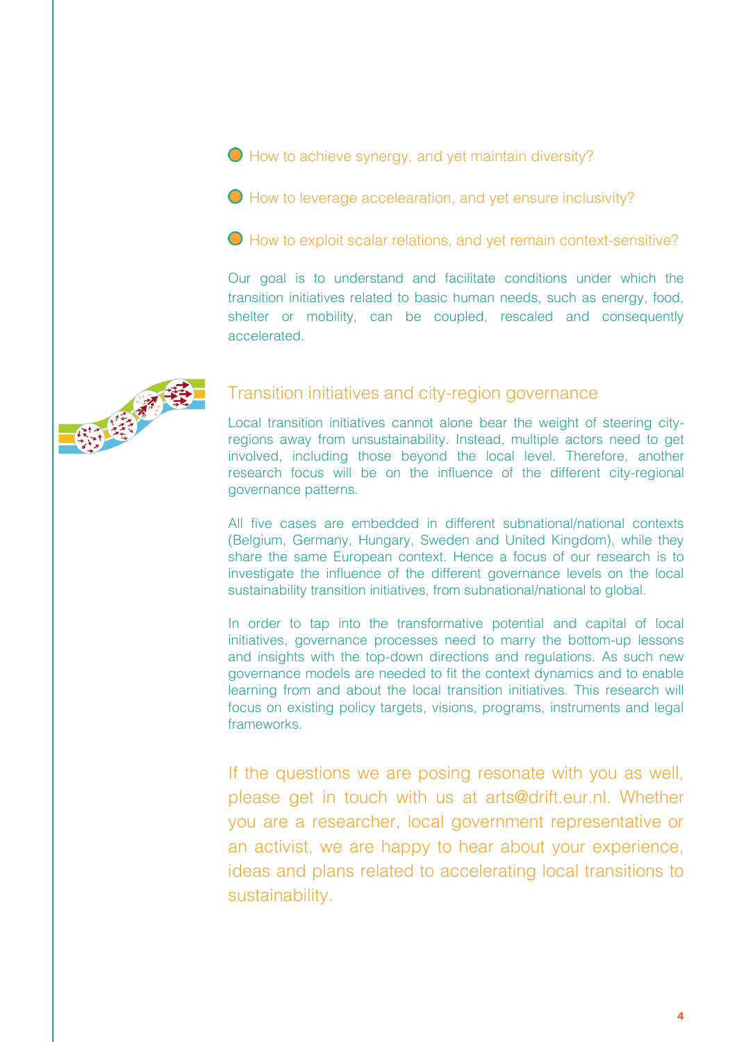- How to achieve synergy, and yet maintain diversity?
- How to leverage accelearation, and yet ensure inclusivity?
- How to exploit scalar relations, and yet remain context-sensitive?

Our goal is to understand and facilitate conditions under which the transition initiatives related to basic human needs, such as energy, food, shelter or mobility, can be coupled, rescaled and consequently accelerated.

## Transition initiatives and city-region governance

Local transition initiatives cannot alone bear the weight of steering city-regions away from unsustainability. Instead, multiple actors need to get involved, including those beyond the local level. Therefore, another research focus will be on the influence of the different city-regional governance patterns.

All five cases are embedded in different subnational/national contexts (Belgium, Germany, Hungary, Sweden and United Kingdom), while they share the same European context. Hence a focus of our research is to investigate the influence of the different governance levels on the local sustainability transition initiatives, from subnational/national to global.

In order to tap into the transformative potential and capital of local initiatives, governance processes need to marry the bottom-up lessons and insights with the top-down directions and regulations. As such new governance models are needed to fit the context dynamics and to enable learning from and about the local transition initiatives. This research will focus on existing policy targets, visions, programs, instruments and legal frameworks.

If the questions we are posing resonate with you as well, please get in touch with us at arts@drift.eur.nl. Whether you are a researcher, local government representative or an activist, we are happy to hear about your experience, ideas and plans related to accelerating local transitions to sustainability.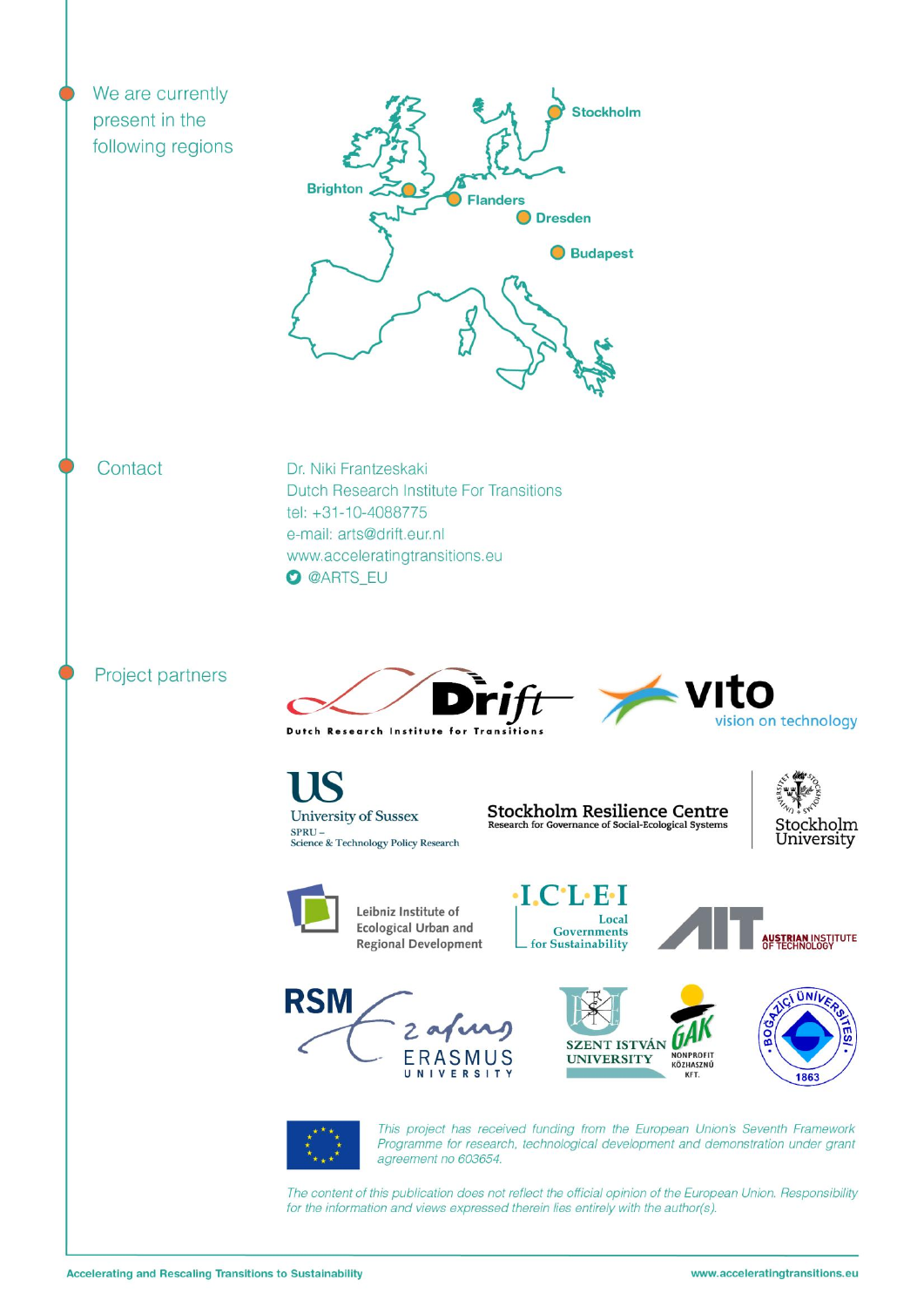## We are currently present in the following regions

Stockholm

Brighton

Flanders

Dresden

Budapest

## Contact

Dr. Niki Frantzeskaki
Dutch Research Institute For Transitions
tel: +31-10-4088775
e-mail: arts@drift.eur.nl
www.acceleratingtransitions.eu
@ARTS_EU

## Project partners

Drift – Dutch Research Institute for Transitions

vito – vision on technology

University of Sussex – SPRU – Science & Technology Policy Research

Stockholm Resilience Centre – Research for Governance of Social-Ecological Systems

Stockholm University

Leibniz Institute of Ecological Urban and Regional Development

ICLEI – Local Governments for Sustainability

AIT – Austrian Institute of Technology

RSM Erasmus University

Szent István University

GAK Nonprofit Közhasznú Kft.

Boğaziçi Üniversitesi 1863

*This project has received funding from the European Union's Seventh Framework Programme for research, technological development and demonstration under grant agreement no 603654.*

*The content of this publication does not reflect the official opinion of the European Union. Responsibility for the information and views expressed therein lies entirely with the author(s).*